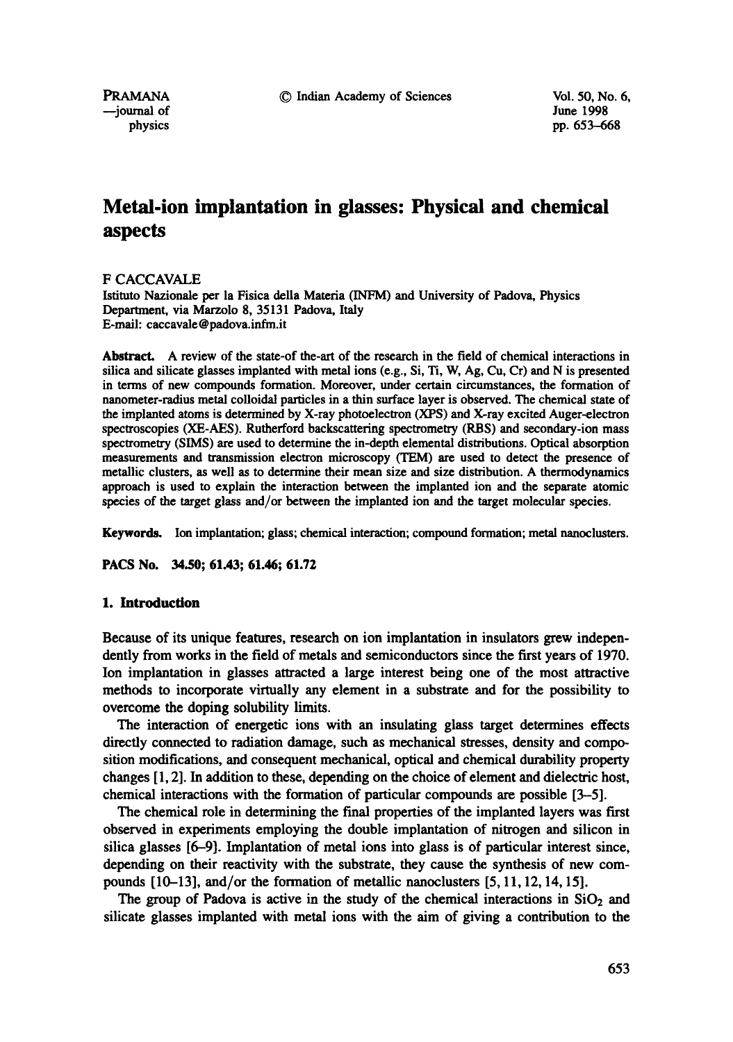# Metal-ion implantation in glasses: Physical and chemical aspects

F CACCAVALE

Istituto Nazionale per la Fisica della Materia (INFM) and University of Padova, Physics Department, via Marzolo 8, 35131 Padova, Italy
E-mail: caccavale@padova.infm.it

**Abstract.** A review of the state-of-the-art of the research in the field of chemical interactions in silica and silicate glasses implanted with metal ions (e.g., Si, Ti, W, Ag, Cu, Cr) and N is presented in terms of new compounds formation. Moreover, under certain circumstances, the formation of nanometer-radius metal colloidal particles in a thin surface layer is observed. The chemical state of the implanted atoms is determined by X-ray photoelectron (XPS) and X-ray excited Auger-electron spectroscopies (XE-AES). Rutherford backscattering spectrometry (RBS) and secondary-ion mass spectrometry (SIMS) are used to determine the in-depth elemental distributions. Optical absorption measurements and transmission electron microscopy (TEM) are used to detect the presence of metallic clusters, as well as to determine their mean size and size distribution. A thermodynamics approach is used to explain the interaction between the implanted ion and the separate atomic species of the target glass and/or between the implanted ion and the target molecular species.

**Keywords.** Ion implantation; glass; chemical interaction; compound formation; metal nanoclusters.

**PACS No.** 34.50; 61.43; 61.46; 61.72

## 1. Introduction

Because of its unique features, research on ion implantation in insulators grew independently from works in the field of metals and semiconductors since the first years of 1970. Ion implantation in glasses attracted a large interest being one of the most attractive methods to incorporate virtually any element in a substrate and for the possibility to overcome the doping solubility limits.

The interaction of energetic ions with an insulating glass target determines effects directly connected to radiation damage, such as mechanical stresses, density and composition modifications, and consequent mechanical, optical and chemical durability property changes [1, 2]. In addition to these, depending on the choice of element and dielectric host, chemical interactions with the formation of particular compounds are possible [3–5].

The chemical role in determining the final properties of the implanted layers was first observed in experiments employing the double implantation of nitrogen and silicon in silica glasses [6–9]. Implantation of metal ions into glass is of particular interest since, depending on their reactivity with the substrate, they cause the synthesis of new compounds [10–13], and/or the formation of metallic nanoclusters [5, 11, 12, 14, 15].

The group of Padova is active in the study of the chemical interactions in $SiO_2$ and silicate glasses implanted with metal ions with the aim of giving a contribution to the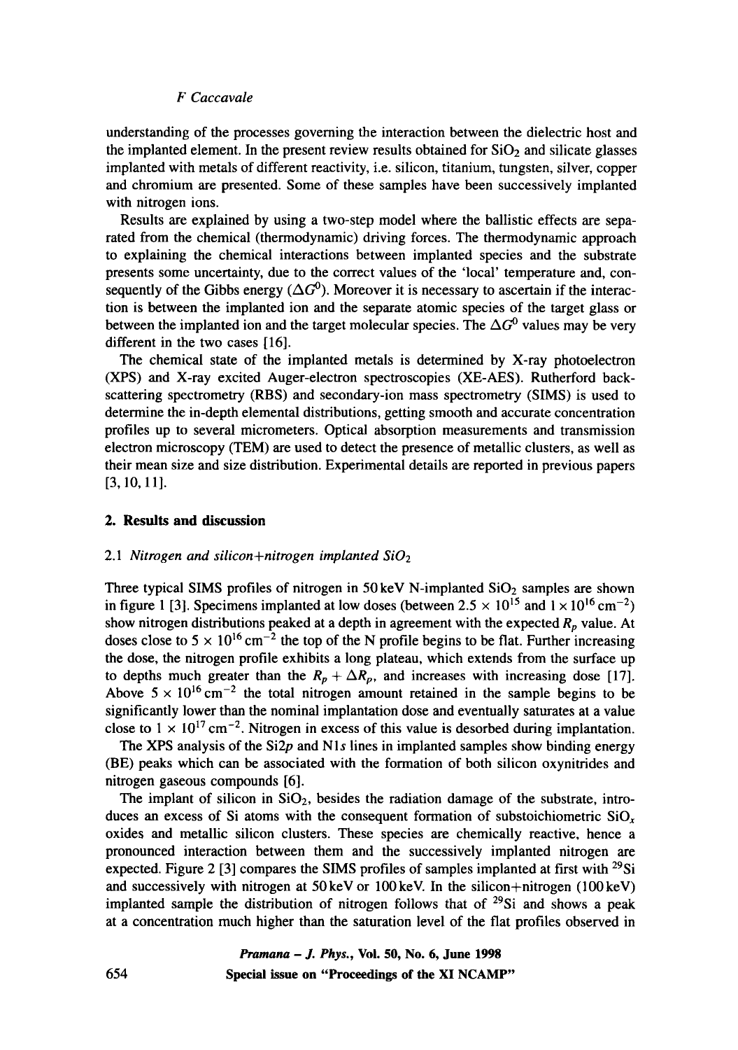understanding of the processes governing the interaction between the dielectric host and the implanted element. In the present review results obtained for $SiO_2$ and silicate glasses implanted with metals of different reactivity, i.e. silicon, titanium, tungsten, silver, copper and chromium are presented. Some of these samples have been successively implanted with nitrogen ions.

Results are explained by using a two-step model where the ballistic effects are separated from the chemical (thermodynamic) driving forces. The thermodynamic approach to explaining the chemical interactions between implanted species and the substrate presents some uncertainty, due to the correct values of the 'local' temperature and, consequently of the Gibbs energy ($\Delta G^0$). Moreover it is necessary to ascertain if the interaction is between the implanted ion and the separate atomic species of the target glass or between the implanted ion and the target molecular species. The $\Delta G^0$ values may be very different in the two cases [16].

The chemical state of the implanted metals is determined by X-ray photoelectron (XPS) and X-ray excited Auger-electron spectroscopies (XE-AES). Rutherford backscattering spectrometry (RBS) and secondary-ion mass spectrometry (SIMS) is used to determine the in-depth elemental distributions, getting smooth and accurate concentration profiles up to several micrometers. Optical absorption measurements and transmission electron microscopy (TEM) are used to detect the presence of metallic clusters, as well as their mean size and size distribution. Experimental details are reported in previous papers [3, 10, 11].

## 2. Results and discussion

### 2.1 *Nitrogen and silicon+nitrogen implanted $SiO_2$*

Three typical SIMS profiles of nitrogen in 50 keV N-implanted $SiO_2$ samples are shown in figure 1 [3]. Specimens implanted at low doses (between $2.5 \times 10^{15}$ and $1 \times 10^{16}\,\mathrm{cm}^{-2}$) show nitrogen distributions peaked at a depth in agreement with the expected $R_p$ value. At doses close to $5 \times 10^{16}\,\mathrm{cm}^{-2}$ the top of the N profile begins to be flat. Further increasing the dose, the nitrogen profile exhibits a long plateau, which extends from the surface up to depths much greater than the $R_p + \Delta R_p$, and increases with increasing dose [17]. Above $5 \times 10^{16}\,\mathrm{cm}^{-2}$ the total nitrogen amount retained in the sample begins to be significantly lower than the nominal implantation dose and eventually saturates at a value close to $1 \times 10^{17}\,\mathrm{cm}^{-2}$. Nitrogen in excess of this value is desorbed during implantation.

The XPS analysis of the Si2*p* and N1*s* lines in implanted samples show binding energy (BE) peaks which can be associated with the formation of both silicon oxynitrides and nitrogen gaseous compounds [6].

The implant of silicon in $SiO_2$, besides the radiation damage of the substrate, introduces an excess of Si atoms with the consequent formation of substoichiometric $SiO_x$ oxides and metallic silicon clusters. These species are chemically reactive, hence a pronounced interaction between them and the successively implanted nitrogen are expected. Figure 2 [3] compares the SIMS profiles of samples implanted at first with $^{29}Si$ and successively with nitrogen at 50 keV or 100 keV. In the silicon+nitrogen (100 keV) implanted sample the distribution of nitrogen follows that of $^{29}Si$ and shows a peak at a concentration much higher than the saturation level of the flat profiles observed in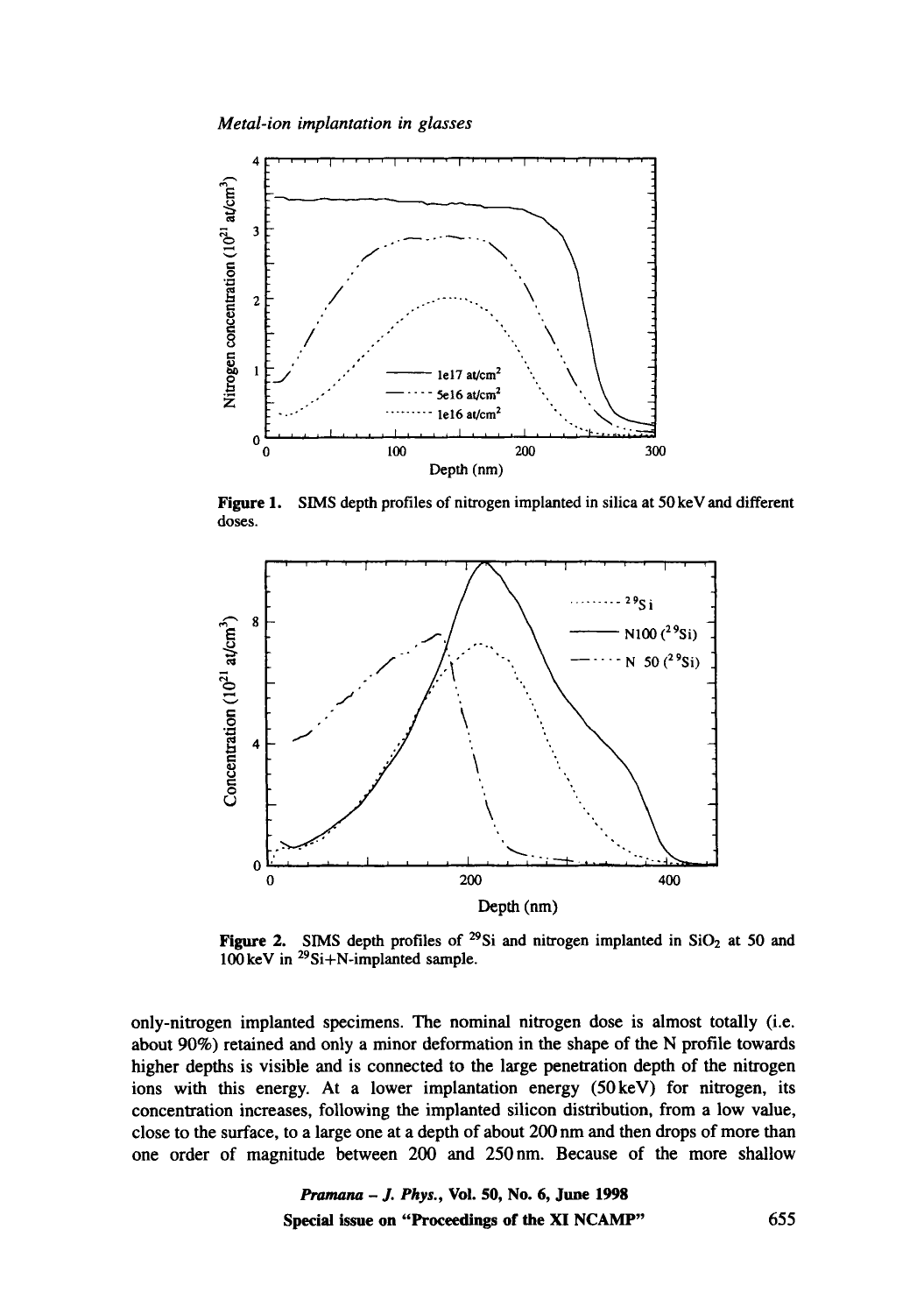**Figure 1.** SIMS depth profiles of nitrogen implanted in silica at 50 keV and different doses.

**Figure 2.** SIMS depth profiles of $^{29}Si$ and nitrogen implanted in $SiO_2$ at 50 and 100 keV in $^{29}Si$+N-implanted sample.

only-nitrogen implanted specimens. The nominal nitrogen dose is almost totally (i.e. about 90%) retained and only a minor deformation in the shape of the N profile towards higher depths is visible and is connected to the large penetration depth of the nitrogen ions with this energy. At a lower implantation energy (50 keV) for nitrogen, its concentration increases, following the implanted silicon distribution, from a low value, close to the surface, to a large one at a depth of about 200 nm and then drops of more than one order of magnitude between 200 and 250 nm. Because of the more shallow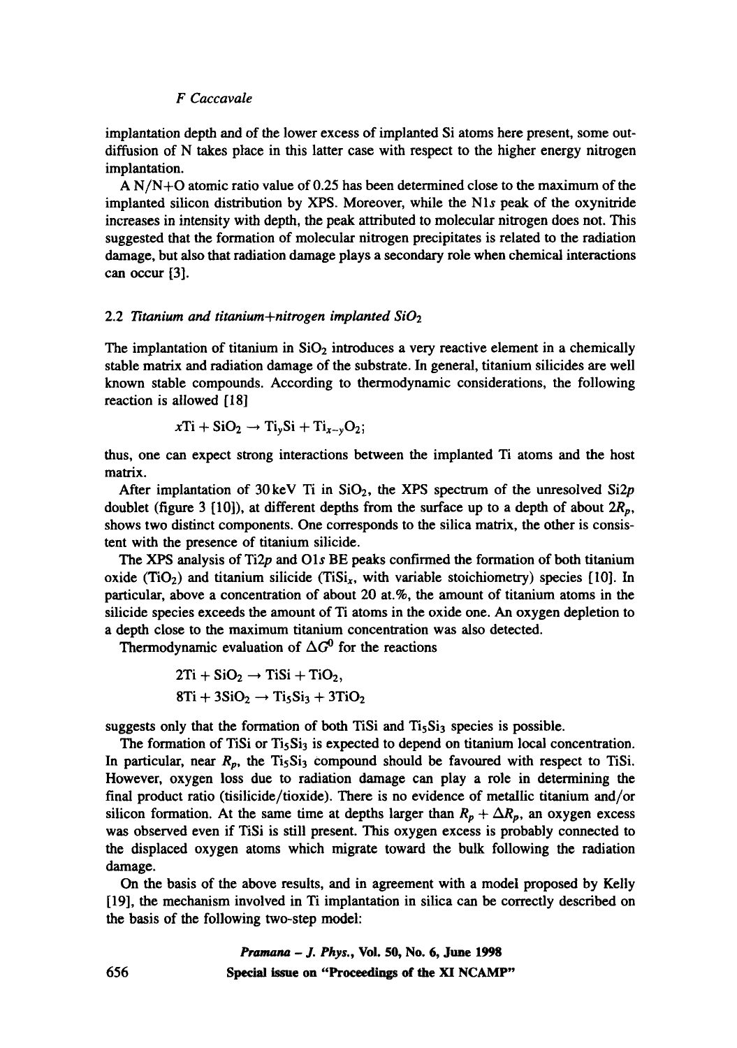implantation depth and of the lower excess of implanted Si atoms here present, some out-diffusion of N takes place in this latter case with respect to the higher energy nitrogen implantation.

A N/N+O atomic ratio value of 0.25 has been determined close to the maximum of the implanted silicon distribution by XPS. Moreover, while the N1*s* peak of the oxynitride increases in intensity with depth, the peak attributed to molecular nitrogen does not. This suggested that the formation of molecular nitrogen precipitates is related to the radiation damage, but also that radiation damage plays a secondary role when chemical interactions can occur [3].

### 2.2 *Titanium and titanium+nitrogen implanted $SiO_2$*

The implantation of titanium in $SiO_2$ introduces a very reactive element in a chemically stable matrix and radiation damage of the substrate. In general, titanium silicides are well known stable compounds. According to thermodynamic considerations, the following reaction is allowed [18]

$$x\mathrm{Ti} + \mathrm{SiO_2} \rightarrow \mathrm{Ti}_y\mathrm{Si} + \mathrm{Ti}_{x-y}\mathrm{O_2};$$

thus, one can expect strong interactions between the implanted Ti atoms and the host matrix.

After implantation of 30 keV Ti in $SiO_2$, the XPS spectrum of the unresolved Si2*p* doublet (figure 3 [10]), at different depths from the surface up to a depth of about $2R_p$, shows two distinct components. One corresponds to the silica matrix, the other is consistent with the presence of titanium silicide.

The XPS analysis of Ti2*p* and O1*s* BE peaks confirmed the formation of both titanium oxide ($TiO_2$) and titanium silicide ($TiSi_x$, with variable stoichiometry) species [10]. In particular, above a concentration of about 20 at.%, the amount of titanium atoms in the silicide species exceeds the amount of Ti atoms in the oxide one. An oxygen depletion to a depth close to the maximum titanium concentration was also detected.

Thermodynamic evaluation of $\Delta G^0$ for the reactions

$$2\mathrm{Ti} + \mathrm{SiO_2} \rightarrow \mathrm{TiSi} + \mathrm{TiO_2},$$

$$8\mathrm{Ti} + 3\mathrm{SiO_2} \rightarrow \mathrm{Ti_5Si_3} + 3\mathrm{TiO_2}$$

suggests only that the formation of both TiSi and $Ti_5Si_3$ species is possible.

The formation of TiSi or $Ti_5Si_3$ is expected to depend on titanium local concentration. In particular, near $R_p$, the $Ti_5Si_3$ compound should be favoured with respect to TiSi. However, oxygen loss due to radiation damage can play a role in determining the final product ratio (tisilicide/tioxide). There is no evidence of metallic titanium and/or silicon formation. At the same time at depths larger than $R_p + \Delta R_p$, an oxygen excess was observed even if TiSi is still present. This oxygen excess is probably connected to the displaced oxygen atoms which migrate toward the bulk following the radiation damage.

On the basis of the above results, and in agreement with a model proposed by Kelly [19], the mechanism involved in Ti implantation in silica can be correctly described on the basis of the following two-step model: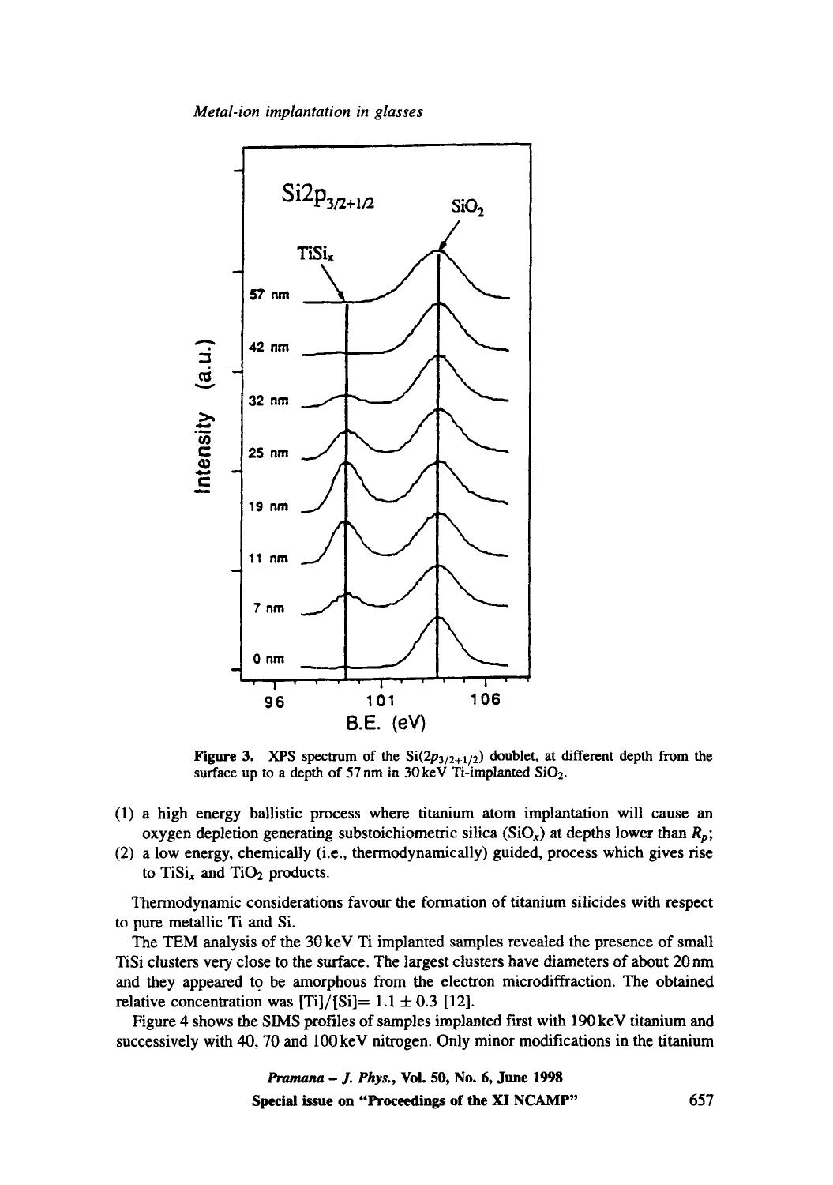**Figure 3.** XPS spectrum of the $Si(2p_{3/2+1/2})$ doublet, at different depth from the surface up to a depth of 57 nm in 30 keV Ti-implanted $SiO_2$.

(1) a high energy ballistic process where titanium atom implantation will cause an oxygen depletion generating substoichiometric silica ($SiO_x$) at depths lower than $R_p$;

(2) a low energy, chemically (i.e., thermodynamically) guided, process which gives rise to $TiSi_x$ and $TiO_2$ products.

Thermodynamic considerations favour the formation of titanium silicides with respect to pure metallic Ti and Si.

The TEM analysis of the 30 keV Ti implanted samples revealed the presence of small TiSi clusters very close to the surface. The largest clusters have diameters of about 20 nm and they appeared to be amorphous from the electron microdiffraction. The obtained relative concentration was $[Ti]/[Si] = 1.1 \pm 0.3$ [12].

Figure 4 shows the SIMS profiles of samples implanted first with 190 keV titanium and successively with 40, 70 and 100 keV nitrogen. Only minor modifications in the titanium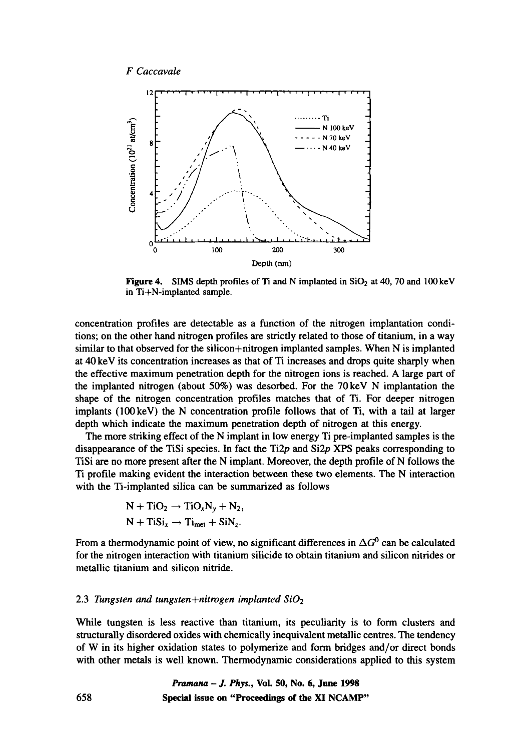**Figure 4.** SIMS depth profiles of Ti and N implanted in $SiO_2$ at 40, 70 and 100 keV in Ti+N-implanted sample.

concentration profiles are detectable as a function of the nitrogen implantation conditions; on the other hand nitrogen profiles are strictly related to those of titanium, in a way similar to that observed for the silicon+nitrogen implanted samples. When N is implanted at 40 keV its concentration increases as that of Ti increases and drops quite sharply when the effective maximum penetration depth for the nitrogen ions is reached. A large part of the implanted nitrogen (about 50%) was desorbed. For the 70 keV N implantation the shape of the nitrogen concentration profiles matches that of Ti. For deeper nitrogen implants (100 keV) the N concentration profile follows that of Ti, with a tail at larger depth which indicate the maximum penetration depth of nitrogen at this energy.

The more striking effect of the N implant in low energy Ti pre-implanted samples is the disappearance of the TiSi species. In fact the Ti2*p* and Si2*p* XPS peaks corresponding to TiSi are no more present after the N implant. Moreover, the depth profile of N follows the Ti profile making evident the interaction between these two elements. The N interaction with the Ti-implanted silica can be summarized as follows

$$N + TiO_2 \rightarrow TiO_xN_y + N_2,$$

$$N + TiSi_x \rightarrow Ti_{met} + SiN_z.$$

From a thermodynamic point of view, no significant differences in $\Delta G^0$ can be calculated for the nitrogen interaction with titanium silicide to obtain titanium and silicon nitrides or metallic titanium and silicon nitride.

### 2.3 *Tungsten and tungsten+nitrogen implanted $SiO_2$*

While tungsten is less reactive than titanium, its peculiarity is to form clusters and structurally disordered oxides with chemically inequivalent metallic centres. The tendency of W in its higher oxidation states to polymerize and form bridges and/or direct bonds with other metals is well known. Thermodynamic considerations applied to this system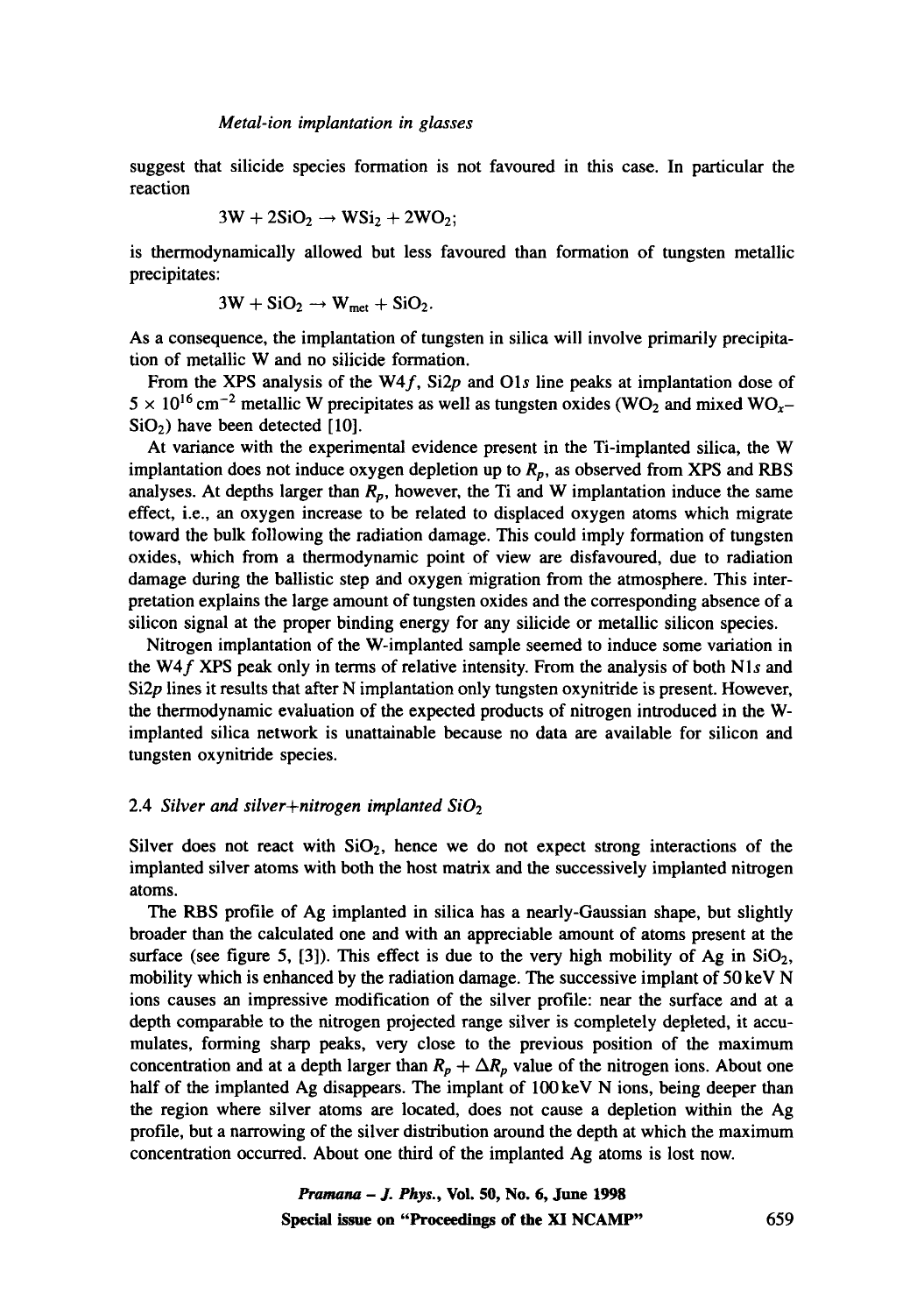suggest that silicide species formation is not favoured in this case. In particular the reaction

$$3W + 2SiO_2 \rightarrow WSi_2 + 2WO_2;$$

is thermodynamically allowed but less favoured than formation of tungsten metallic precipitates:

$$3W + SiO_2 \rightarrow W_{met} + SiO_2.$$

As a consequence, the implantation of tungsten in silica will involve primarily precipitation of metallic W and no silicide formation.

From the XPS analysis of the W4$f$, Si2$p$ and O1$s$ line peaks at implantation dose of $5 \times 10^{16}\,\mathrm{cm}^{-2}$ metallic W precipitates as well as tungsten oxides ($WO_2$ and mixed $WO_x$–$SiO_2$) have been detected [10].

At variance with the experimental evidence present in the Ti-implanted silica, the W implantation does not induce oxygen depletion up to $R_p$, as observed from XPS and RBS analyses. At depths larger than $R_p$, however, the Ti and W implantation induce the same effect, i.e., an oxygen increase to be related to displaced oxygen atoms which migrate toward the bulk following the radiation damage. This could imply formation of tungsten oxides, which from a thermodynamic point of view are disfavoured, due to radiation damage during the ballistic step and oxygen migration from the atmosphere. This interpretation explains the large amount of tungsten oxides and the corresponding absence of a silicon signal at the proper binding energy for any silicide or metallic silicon species.

Nitrogen implantation of the W-implanted sample seemed to induce some variation in the W4$f$ XPS peak only in terms of relative intensity. From the analysis of both N1$s$ and Si2$p$ lines it results that after N implantation only tungsten oxynitride is present. However, the thermodynamic evaluation of the expected products of nitrogen introduced in the W-implanted silica network is unattainable because no data are available for silicon and tungsten oxynitride species.

### 2.4 *Silver and silver+nitrogen implanted* $SiO_2$

Silver does not react with $SiO_2$, hence we do not expect strong interactions of the implanted silver atoms with both the host matrix and the successively implanted nitrogen atoms.

The RBS profile of Ag implanted in silica has a nearly-Gaussian shape, but slightly broader than the calculated one and with an appreciable amount of atoms present at the surface (see figure 5, [3]). This effect is due to the very high mobility of Ag in $SiO_2$, mobility which is enhanced by the radiation damage. The successive implant of 50 keV N ions causes an impressive modification of the silver profile: near the surface and at a depth comparable to the nitrogen projected range silver is completely depleted, it accumulates, forming sharp peaks, very close to the previous position of the maximum concentration and at a depth larger than $R_p + \Delta R_p$ value of the nitrogen ions. About one half of the implanted Ag disappears. The implant of 100 keV N ions, being deeper than the region where silver atoms are located, does not cause a depletion within the Ag profile, but a narrowing of the silver distribution around the depth at which the maximum concentration occurred. About one third of the implanted Ag atoms is lost now.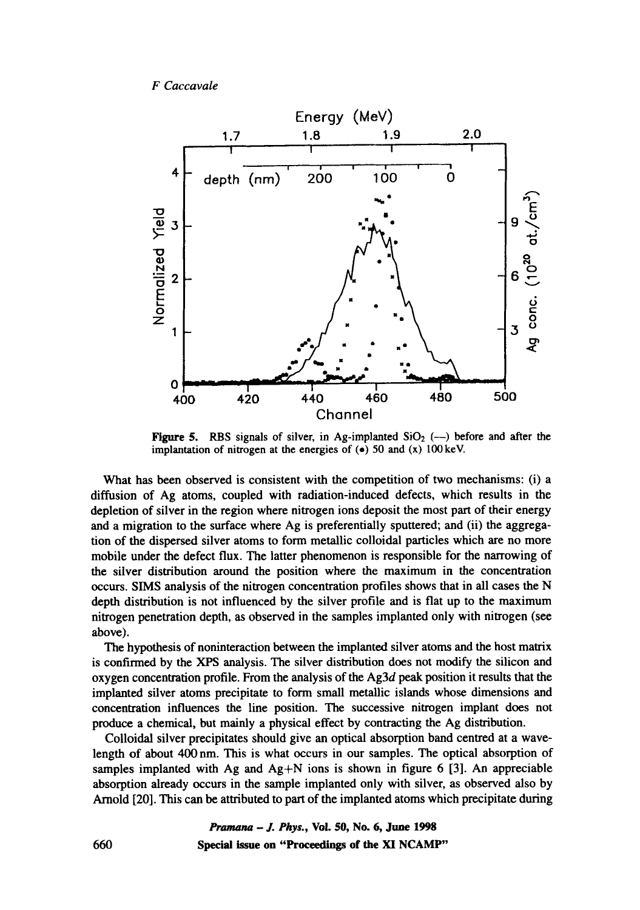Figure 5. RBS signals of silver, in Ag-implanted $SiO_2$ (—) before and after the implantation of nitrogen at the energies of (•) 50 and (x) 100 keV.

What has been observed is consistent with the competition of two mechanisms: (i) a diffusion of Ag atoms, coupled with radiation-induced defects, which results in the depletion of silver in the region where nitrogen ions deposit the most part of their energy and a migration to the surface where Ag is preferentially sputtered; and (ii) the aggregation of the dispersed silver atoms to form metallic colloidal particles which are no more mobile under the defect flux. The latter phenomenon is responsible for the narrowing of the silver distribution around the position where the maximum in the concentration occurs. SIMS analysis of the nitrogen concentration profiles shows that in all cases the N depth distribution is not influenced by the silver profile and is flat up to the maximum nitrogen penetration depth, as observed in the samples implanted only with nitrogen (see above).

The hypothesis of noninteraction between the implanted silver atoms and the host matrix is confirmed by the XPS analysis. The silver distribution does not modify the silicon and oxygen concentration profile. From the analysis of the Ag3*d* peak position it results that the implanted silver atoms precipitate to form small metallic islands whose dimensions and concentration influences the line position. The successive nitrogen implant does not produce a chemical, but mainly a physical effect by contracting the Ag distribution.

Colloidal silver precipitates should give an optical absorption band centred at a wavelength of about 400 nm. This is what occurs in our samples. The optical absorption of samples implanted with Ag and Ag+N ions is shown in figure 6 [3]. An appreciable absorption already occurs in the sample implanted only with silver, as observed also by Arnold [20]. This can be attributed to part of the implanted atoms which precipitate during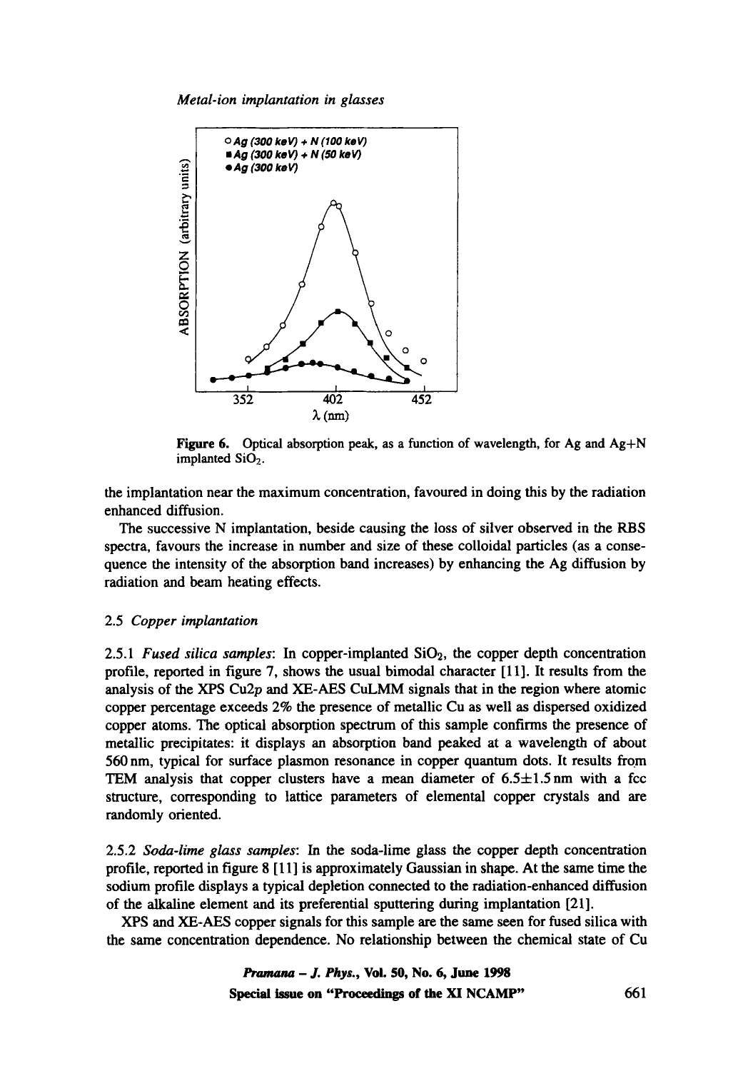**Figure 6.** Optical absorption peak, as a function of wavelength, for Ag and Ag+N implanted $SiO_2$.

the implantation near the maximum concentration, favoured in doing this by the radiation enhanced diffusion.

The successive N implantation, beside causing the loss of silver observed in the RBS spectra, favours the increase in number and size of these colloidal particles (as a consequence the intensity of the absorption band increases) by enhancing the Ag diffusion by radiation and beam heating effects.

### 2.5 *Copper implantation*

2.5.1 *Fused silica samples*: In copper-implanted $SiO_2$, the copper depth concentration profile, reported in figure 7, shows the usual bimodal character [11]. It results from the analysis of the XPS Cu2*p* and XE-AES CuLMM signals that in the region where atomic copper percentage exceeds 2% the presence of metallic Cu as well as dispersed oxidized copper atoms. The optical absorption spectrum of this sample confirms the presence of metallic precipitates: it displays an absorption band peaked at a wavelength of about 560 nm, typical for surface plasmon resonance in copper quantum dots. It results from TEM analysis that copper clusters have a mean diameter of $6.5 \pm 1.5$ nm with a fcc structure, corresponding to lattice parameters of elemental copper crystals and are randomly oriented.

2.5.2 *Soda-lime glass samples*: In the soda-lime glass the copper depth concentration profile, reported in figure 8 [11] is approximately Gaussian in shape. At the same time the sodium profile displays a typical depletion connected to the radiation-enhanced diffusion of the alkaline element and its preferential sputtering during implantation [21].

XPS and XE-AES copper signals for this sample are the same seen for fused silica with the same concentration dependence. No relationship between the chemical state of Cu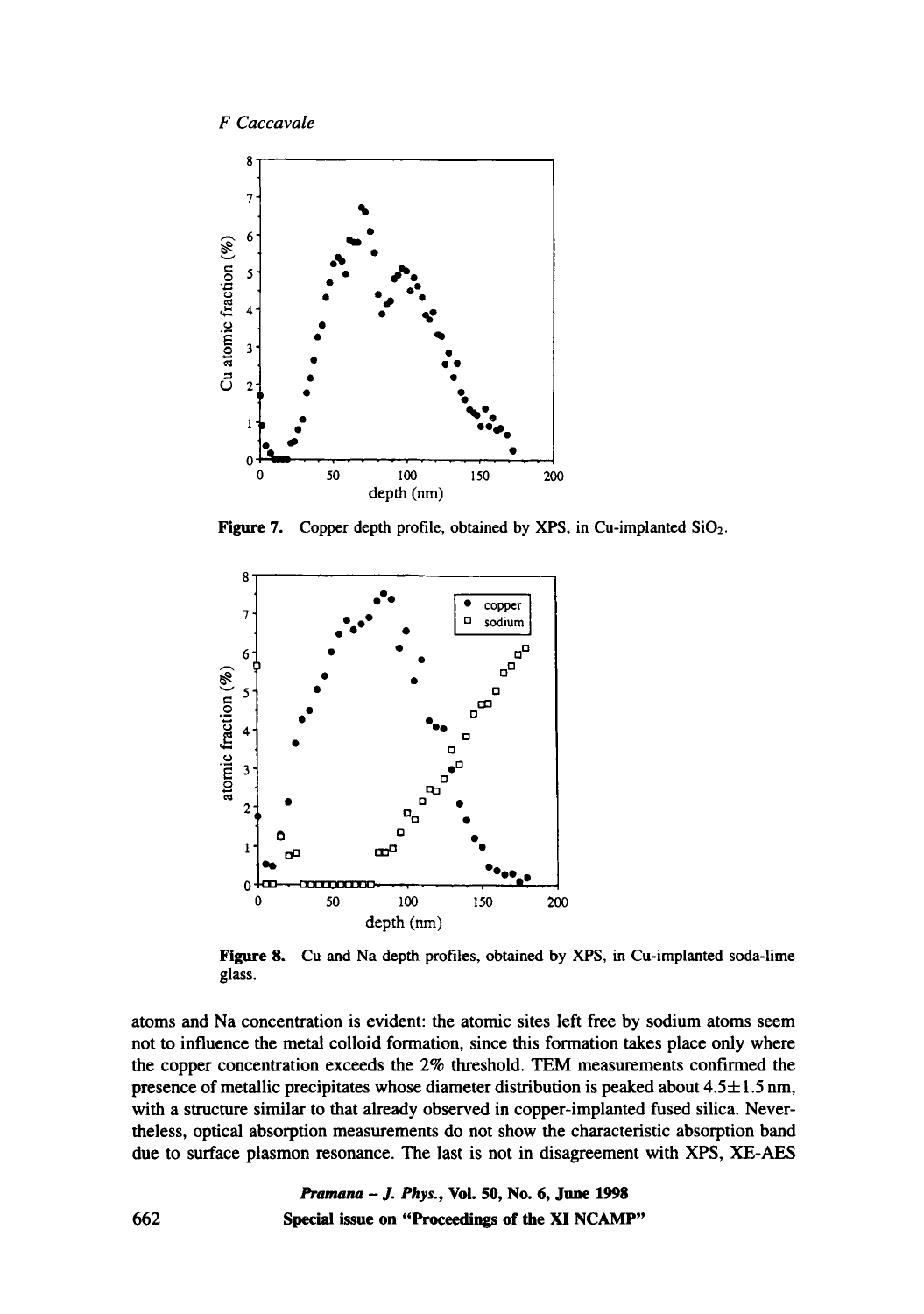**Figure 7.** Copper depth profile, obtained by XPS, in Cu-implanted $SiO_2$.

**Figure 8.** Cu and Na depth profiles, obtained by XPS, in Cu-implanted soda-lime glass.

atoms and Na concentration is evident: the atomic sites left free by sodium atoms seem not to influence the metal colloid formation, since this formation takes place only where the copper concentration exceeds the 2% threshold. TEM measurements confirmed the presence of metallic precipitates whose diameter distribution is peaked about $4.5 \pm 1.5$ nm, with a structure similar to that already observed in copper-implanted fused silica. Nevertheless, optical absorption measurements do not show the characteristic absorption band due to surface plasmon resonance. The last is not in disagreement with XPS, XE-AES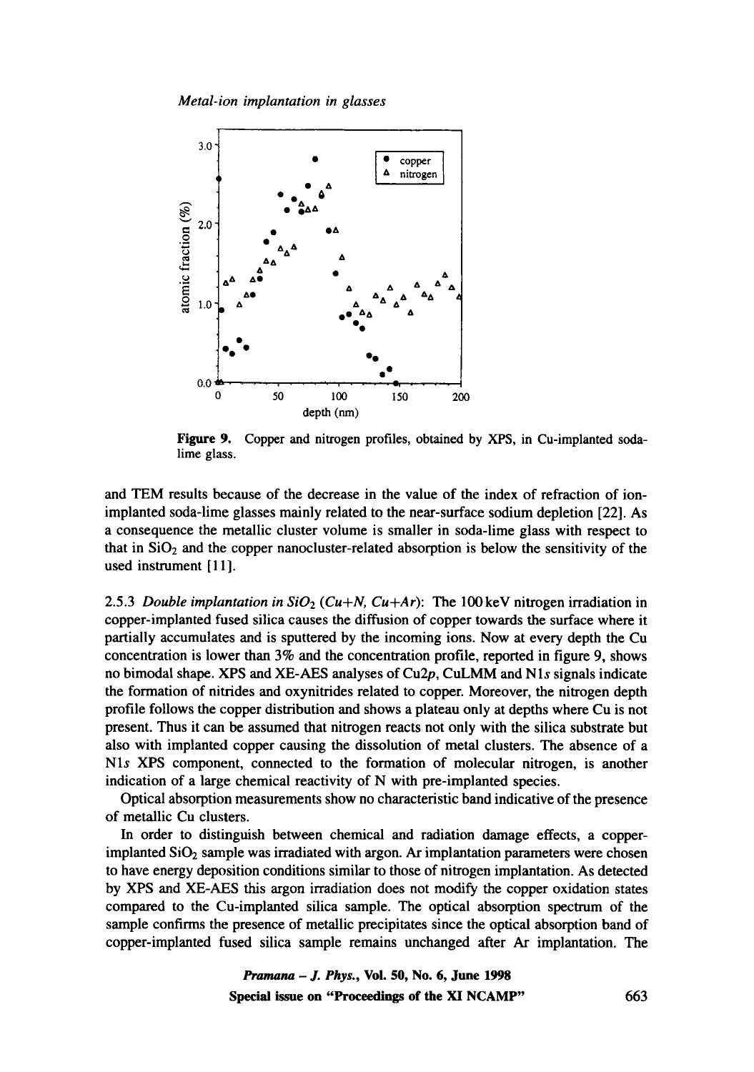Figure 9. Copper and nitrogen profiles, obtained by XPS, in Cu-implanted soda-lime glass.

and TEM results because of the decrease in the value of the index of refraction of ion-implanted soda-lime glasses mainly related to the near-surface sodium depletion [22]. As a consequence the metallic cluster volume is smaller in soda-lime glass with respect to that in $SiO_2$ and the copper nanocluster-related absorption is below the sensitivity of the used instrument [11].

2.5.3 *Double implantation in $SiO_2$ (Cu+N, Cu+Ar)*: The 100 keV nitrogen irradiation in copper-implanted fused silica causes the diffusion of copper towards the surface where it partially accumulates and is sputtered by the incoming ions. Now at every depth the Cu concentration is lower than 3% and the concentration profile, reported in figure 9, shows no bimodal shape. XPS and XE-AES analyses of Cu2*p*, CuLMM and N1*s* signals indicate the formation of nitrides and oxynitrides related to copper. Moreover, the nitrogen depth profile follows the copper distribution and shows a plateau only at depths where Cu is not present. Thus it can be assumed that nitrogen reacts not only with the silica substrate but also with implanted copper causing the dissolution of metal clusters. The absence of a N1*s* XPS component, connected to the formation of molecular nitrogen, is another indication of a large chemical reactivity of N with pre-implanted species.

Optical absorption measurements show no characteristic band indicative of the presence of metallic Cu clusters.

In order to distinguish between chemical and radiation damage effects, a copper-implanted $SiO_2$ sample was irradiated with argon. Ar implantation parameters were chosen to have energy deposition conditions similar to those of nitrogen implantation. As detected by XPS and XE-AES this argon irradiation does not modify the copper oxidation states compared to the Cu-implanted silica sample. The optical absorption spectrum of the sample confirms the presence of metallic precipitates since the optical absorption band of copper-implanted fused silica sample remains unchanged after Ar implantation. The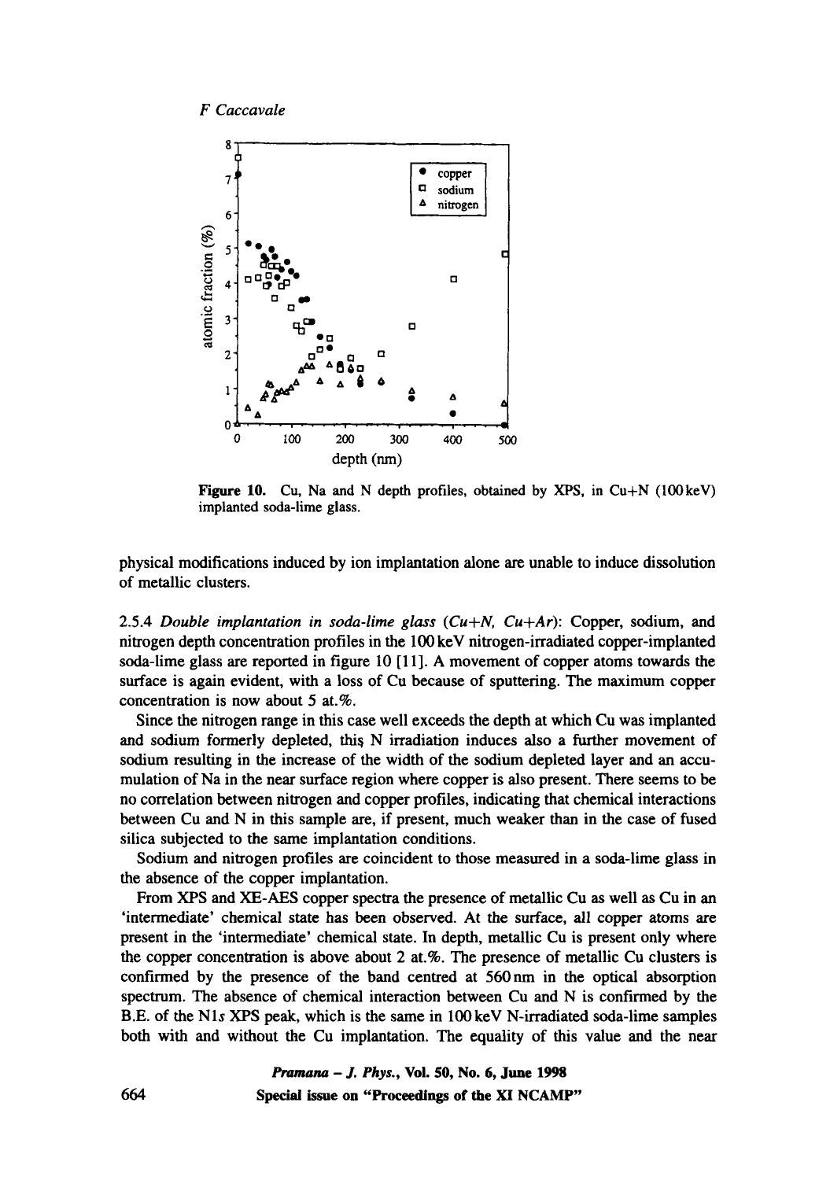**Figure 10.** Cu, Na and N depth profiles, obtained by XPS, in Cu+N (100 keV) implanted soda-lime glass.

physical modifications induced by ion implantation alone are unable to induce dissolution of metallic clusters.

2.5.4 *Double implantation in soda-lime glass (Cu+N, Cu+Ar)*: Copper, sodium, and nitrogen depth concentration profiles in the 100 keV nitrogen-irradiated copper-implanted soda-lime glass are reported in figure 10 [11]. A movement of copper atoms towards the surface is again evident, with a loss of Cu because of sputtering. The maximum copper concentration is now about 5 at.%.

Since the nitrogen range in this case well exceeds the depth at which Cu was implanted and sodium formerly depleted, this N irradiation induces also a further movement of sodium resulting in the increase of the width of the sodium depleted layer and an accumulation of Na in the near surface region where copper is also present. There seems to be no correlation between nitrogen and copper profiles, indicating that chemical interactions between Cu and N in this sample are, if present, much weaker than in the case of fused silica subjected to the same implantation conditions.

Sodium and nitrogen profiles are coincident to those measured in a soda-lime glass in the absence of the copper implantation.

From XPS and XE-AES copper spectra the presence of metallic Cu as well as Cu in an 'intermediate' chemical state has been observed. At the surface, all copper atoms are present in the 'intermediate' chemical state. In depth, metallic Cu is present only where the copper concentration is above about 2 at.%. The presence of metallic Cu clusters is confirmed by the presence of the band centred at 560 nm in the optical absorption spectrum. The absence of chemical interaction between Cu and N is confirmed by the B.E. of the N1*s* XPS peak, which is the same in 100 keV N-irradiated soda-lime samples both with and without the Cu implantation. The equality of this value and the near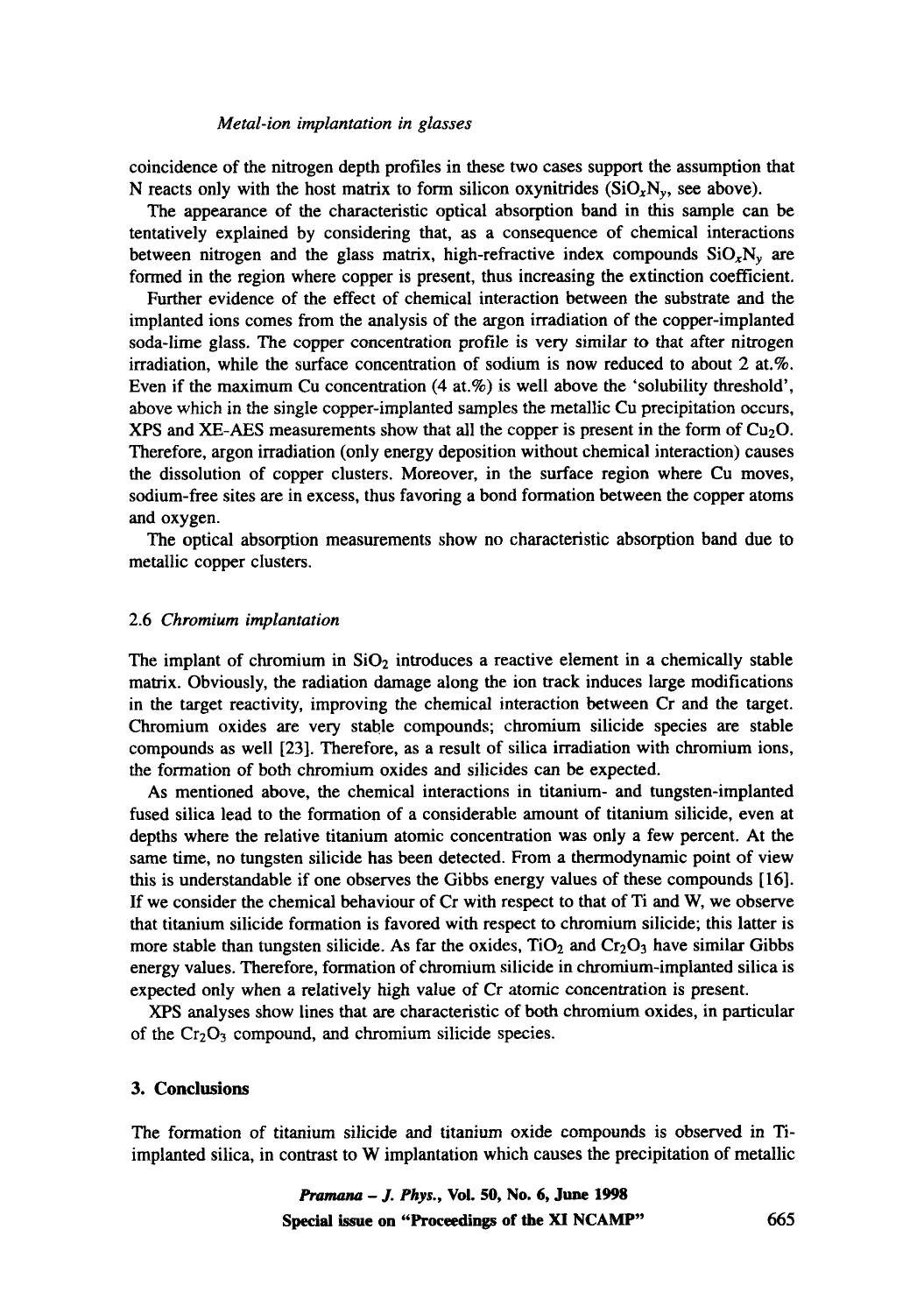coincidence of the nitrogen depth profiles in these two cases support the assumption that N reacts only with the host matrix to form silicon oxynitrides ($SiO_xN_y$, see above).

The appearance of the characteristic optical absorption band in this sample can be tentatively explained by considering that, as a consequence of chemical interactions between nitrogen and the glass matrix, high-refractive index compounds $SiO_xN_y$ are formed in the region where copper is present, thus increasing the extinction coefficient.

Further evidence of the effect of chemical interaction between the substrate and the implanted ions comes from the analysis of the argon irradiation of the copper-implanted soda-lime glass. The copper concentration profile is very similar to that after nitrogen irradiation, while the surface concentration of sodium is now reduced to about 2 at.%. Even if the maximum Cu concentration (4 at.%) is well above the 'solubility threshold', above which in the single copper-implanted samples the metallic Cu precipitation occurs, XPS and XE-AES measurements show that all the copper is present in the form of $Cu_2O$. Therefore, argon irradiation (only energy deposition without chemical interaction) causes the dissolution of copper clusters. Moreover, in the surface region where Cu moves, sodium-free sites are in excess, thus favoring a bond formation between the copper atoms and oxygen.

The optical absorption measurements show no characteristic absorption band due to metallic copper clusters.

### 2.6 *Chromium implantation*

The implant of chromium in $SiO_2$ introduces a reactive element in a chemically stable matrix. Obviously, the radiation damage along the ion track induces large modifications in the target reactivity, improving the chemical interaction between Cr and the target. Chromium oxides are very stable compounds; chromium silicide species are stable compounds as well [23]. Therefore, as a result of silica irradiation with chromium ions, the formation of both chromium oxides and silicides can be expected.

As mentioned above, the chemical interactions in titanium- and tungsten-implanted fused silica lead to the formation of a considerable amount of titanium silicide, even at depths where the relative titanium atomic concentration was only a few percent. At the same time, no tungsten silicide has been detected. From a thermodynamic point of view this is understandable if one observes the Gibbs energy values of these compounds [16]. If we consider the chemical behaviour of Cr with respect to that of Ti and W, we observe that titanium silicide formation is favored with respect to chromium silicide; this latter is more stable than tungsten silicide. As far the oxides, $TiO_2$ and $Cr_2O_3$ have similar Gibbs energy values. Therefore, formation of chromium silicide in chromium-implanted silica is expected only when a relatively high value of Cr atomic concentration is present.

XPS analyses show lines that are characteristic of both chromium oxides, in particular of the $Cr_2O_3$ compound, and chromium silicide species.

## 3. Conclusions

The formation of titanium silicide and titanium oxide compounds is observed in Ti-implanted silica, in contrast to W implantation which causes the precipitation of metallic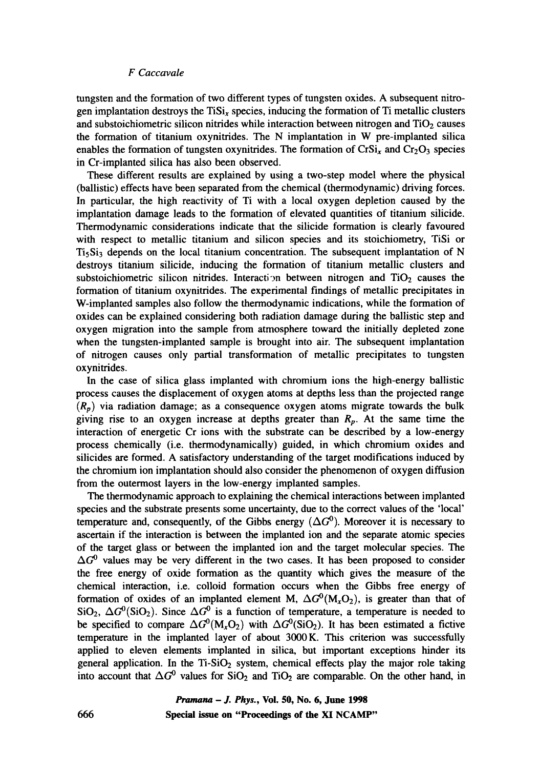tungsten and the formation of two different types of tungsten oxides. A subsequent nitrogen implantation destroys the $TiSi_x$ species, inducing the formation of Ti metallic clusters and substoichiometric silicon nitrides while interaction between nitrogen and $TiO_2$ causes the formation of titanium oxynitrides. The N implantation in W pre-implanted silica enables the formation of tungsten oxynitrides. The formation of $CrSi_x$ and $Cr_2O_3$ species in Cr-implanted silica has also been observed.

These different results are explained by using a two-step model where the physical (ballistic) effects have been separated from the chemical (thermodynamic) driving forces. In particular, the high reactivity of Ti with a local oxygen depletion caused by the implantation damage leads to the formation of elevated quantities of titanium silicide. Thermodynamic considerations indicate that the silicide formation is clearly favoured with respect to metallic titanium and silicon species and its stoichiometry, TiSi or $Ti_5Si_3$ depends on the local titanium concentration. The subsequent implantation of N destroys titanium silicide, inducing the formation of titanium metallic clusters and substoichiometric silicon nitrides. Interaction between nitrogen and $TiO_2$ causes the formation of titanium oxynitrides. The experimental findings of metallic precipitates in W-implanted samples also follow the thermodynamic indications, while the formation of oxides can be explained considering both radiation damage during the ballistic step and oxygen migration into the sample from atmosphere toward the initially depleted zone when the tungsten-implanted sample is brought into air. The subsequent implantation of nitrogen causes only partial transformation of metallic precipitates to tungsten oxynitrides.

In the case of silica glass implanted with chromium ions the high-energy ballistic process causes the displacement of oxygen atoms at depths less than the projected range ($R_p$) via radiation damage; as a consequence oxygen atoms migrate towards the bulk giving rise to an oxygen increase at depths greater than $R_p$. At the same time the interaction of energetic Cr ions with the substrate can be described by a low-energy process chemically (i.e. thermodynamically) guided, in which chromium oxides and silicides are formed. A satisfactory understanding of the target modifications induced by the chromium ion implantation should also consider the phenomenon of oxygen diffusion from the outermost layers in the low-energy implanted samples.

The thermodynamic approach to explaining the chemical interactions between implanted species and the substrate presents some uncertainty, due to the correct values of the 'local' temperature and, consequently, of the Gibbs energy ($\Delta G^0$). Moreover it is necessary to ascertain if the interaction is between the implanted ion and the separate atomic species of the target glass or between the implanted ion and the target molecular species. The $\Delta G^0$ values may be very different in the two cases. It has been proposed to consider the free energy of oxide formation as the quantity which gives the measure of the chemical interaction, i.e. colloid formation occurs when the Gibbs free energy of formation of oxides of an implanted element M, $\Delta G^0(M_xO_2)$, is greater than that of $SiO_2$, $\Delta G^0(SiO_2)$. Since $\Delta G^0$ is a function of temperature, a temperature is needed to be specified to compare $\Delta G^0(M_xO_2)$ with $\Delta G^0(SiO_2)$. It has been estimated a fictive temperature in the implanted layer of about 3000 K. This criterion was successfully applied to eleven elements implanted in silica, but important exceptions hinder its general application. In the Ti-$SiO_2$ system, chemical effects play the major role taking into account that $\Delta G^0$ values for $SiO_2$ and $TiO_2$ are comparable. On the other hand, in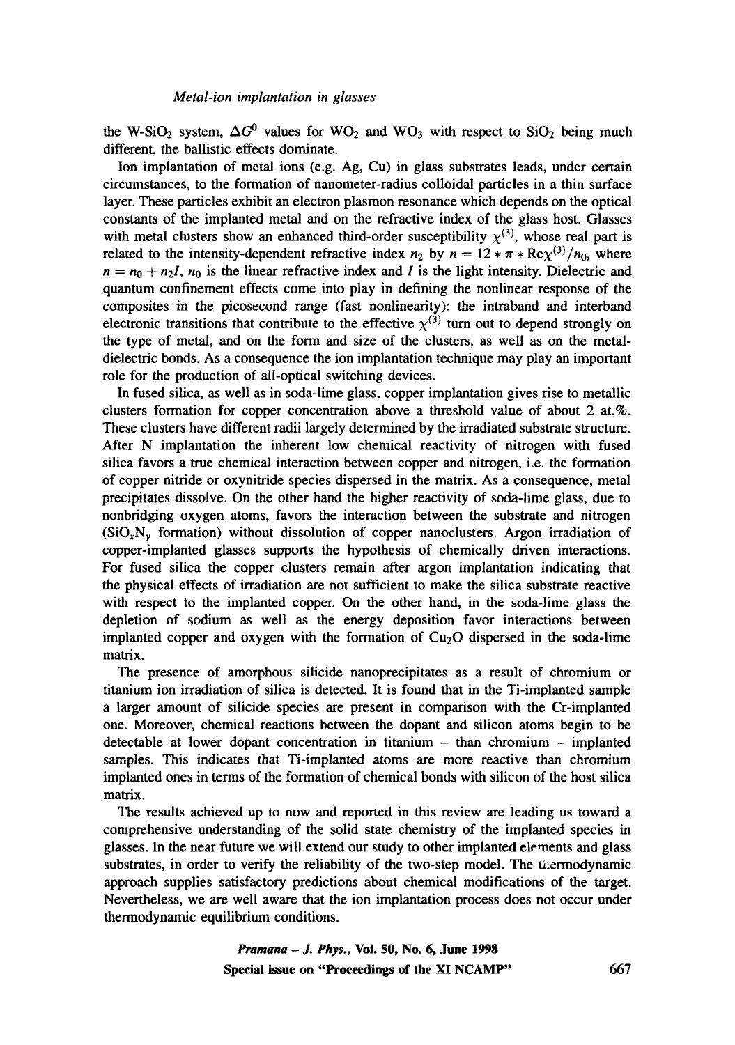the W-$SiO_2$ system, $\Delta G^0$ values for $WO_2$ and $WO_3$ with respect to $SiO_2$ being much different, the ballistic effects dominate.

Ion implantation of metal ions (e.g. Ag, Cu) in glass substrates leads, under certain circumstances, to the formation of nanometer-radius colloidal particles in a thin surface layer. These particles exhibit an electron plasmon resonance which depends on the optical constants of the implanted metal and on the refractive index of the glass host. Glasses with metal clusters show an enhanced third-order susceptibility $\chi^{(3)}$, whose real part is related to the intensity-dependent refractive index $n_2$ by $n = 12 * \pi * \mathrm{Re}\chi^{(3)}/n_0$, where $n = n_0 + n_2 I$, $n_0$ is the linear refractive index and $I$ is the light intensity. Dielectric and quantum confinement effects come into play in defining the nonlinear response of the composites in the picosecond range (fast nonlinearity): the intraband and interband electronic transitions that contribute to the effective $\chi^{(3)}$ turn out to depend strongly on the type of metal, and on the form and size of the clusters, as well as on the metal-dielectric bonds. As a consequence the ion implantation technique may play an important role for the production of all-optical switching devices.

In fused silica, as well as in soda-lime glass, copper implantation gives rise to metallic clusters formation for copper concentration above a threshold value of about 2 at.%. These clusters have different radii largely determined by the irradiated substrate structure. After N implantation the inherent low chemical reactivity of nitrogen with fused silica favors a true chemical interaction between copper and nitrogen, i.e. the formation of copper nitride or oxynitride species dispersed in the matrix. As a consequence, metal precipitates dissolve. On the other hand the higher reactivity of soda-lime glass, due to nonbridging oxygen atoms, favors the interaction between the substrate and nitrogen ($SiO_xN_y$ formation) without dissolution of copper nanoclusters. Argon irradiation of copper-implanted glasses supports the hypothesis of chemically driven interactions. For fused silica the copper clusters remain after argon implantation indicating that the physical effects of irradiation are not sufficient to make the silica substrate reactive with respect to the implanted copper. On the other hand, in the soda-lime glass the depletion of sodium as well as the energy deposition favor interactions between implanted copper and oxygen with the formation of $Cu_2O$ dispersed in the soda-lime matrix.

The presence of amorphous silicide nanoprecipitates as a result of chromium or titanium ion irradiation of silica is detected. It is found that in the Ti-implanted sample a larger amount of silicide species are present in comparison with the Cr-implanted one. Moreover, chemical reactions between the dopant and silicon atoms begin to be detectable at lower dopant concentration in titanium – than chromium – implanted samples. This indicates that Ti-implanted atoms are more reactive than chromium implanted ones in terms of the formation of chemical bonds with silicon of the host silica matrix.

The results achieved up to now and reported in this review are leading us toward a comprehensive understanding of the solid state chemistry of the implanted species in glasses. In the near future we will extend our study to other implanted elements and glass substrates, in order to verify the reliability of the two-step model. The thermodynamic approach supplies satisfactory predictions about chemical modifications of the target. Nevertheless, we are well aware that the ion implantation process does not occur under thermodynamic equilibrium conditions.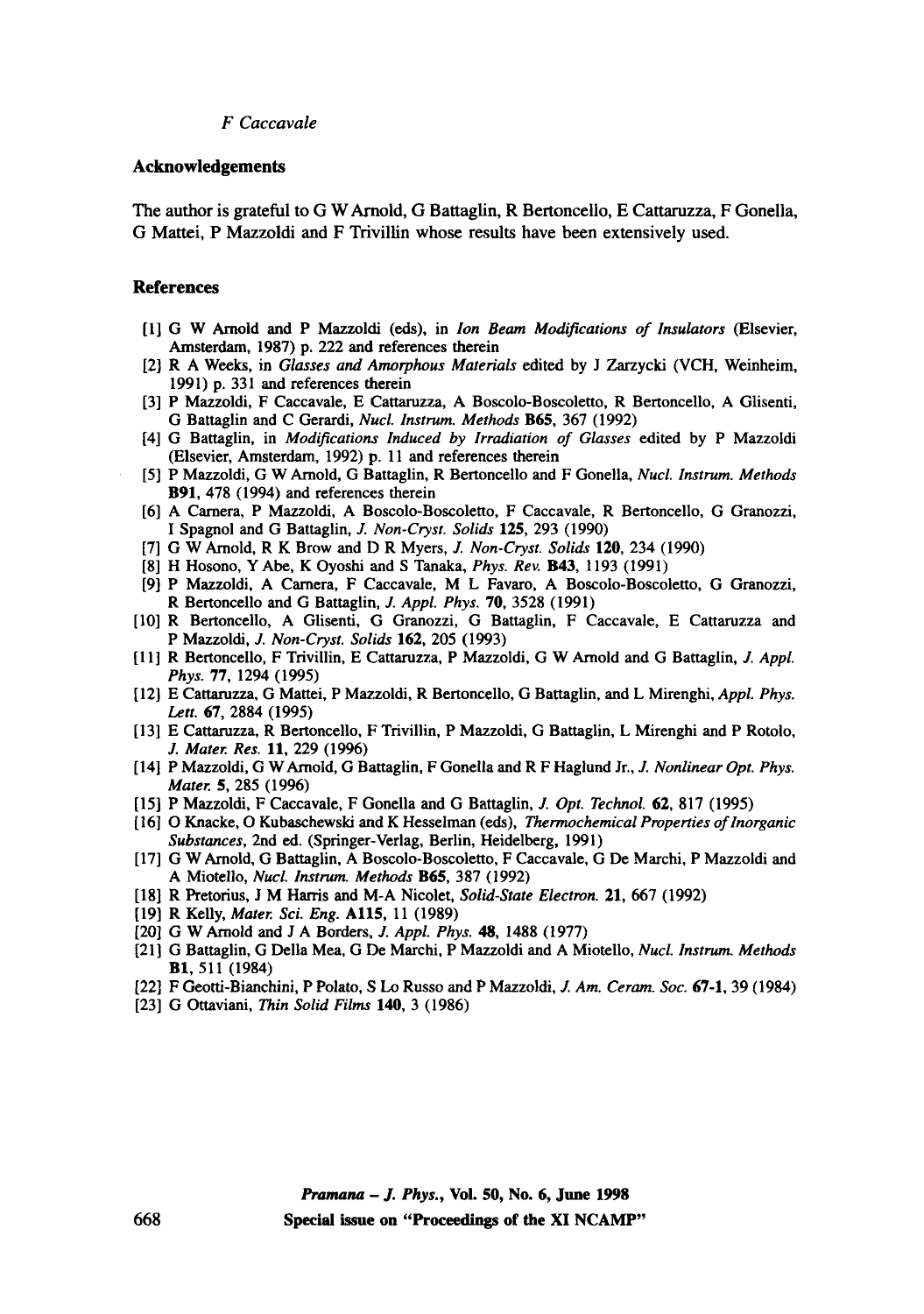## Acknowledgements

The author is grateful to G W Arnold, G Battaglin, R Bertoncello, E Cattaruzza, F Gonella, G Mattei, P Mazzoldi and F Trivillin whose results have been extensively used.

## References

[1] G W Arnold and P Mazzoldi (eds), in *Ion Beam Modifications of Insulators* (Elsevier, Amsterdam, 1987) p. 222 and references therein

[2] R A Weeks, in *Glasses and Amorphous Materials* edited by J Zarzycki (VCH, Weinheim, 1991) p. 331 and references therein

[3] P Mazzoldi, F Caccavale, E Cattaruzza, A Boscolo-Boscoletto, R Bertoncello, A Glisenti, G Battaglin and C Gerardi, *Nucl. Instrum. Methods* **B65**, 367 (1992)

[4] G Battaglin, in *Modifications Induced by Irradiation of Glasses* edited by P Mazzoldi (Elsevier, Amsterdam, 1992) p. 11 and references therein

[5] P Mazzoldi, G W Arnold, G Battaglin, R Bertoncello and F Gonella, *Nucl. Instrum. Methods* **B91**, 478 (1994) and references therein

[6] A Carnera, P Mazzoldi, A Boscolo-Boscoletto, F Caccavale, R Bertoncello, G Granozzi, I Spagnol and G Battaglin, *J. Non-Cryst. Solids* **125**, 293 (1990)

[7] G W Arnold, R K Brow and D R Myers, *J. Non-Cryst. Solids* **120**, 234 (1990)

[8] H Hosono, Y Abe, K Oyoshi and S Tanaka, *Phys. Rev.* **B43**, 1193 (1991)

[9] P Mazzoldi, A Carnera, F Caccavale, M L Favaro, A Boscolo-Boscoletto, G Granozzi, R Bertoncello and G Battaglin, *J. Appl. Phys.* **70**, 3528 (1991)

[10] R Bertoncello, A Glisenti, G Granozzi, G Battaglin, F Caccavale, E Cattaruzza and P Mazzoldi, *J. Non-Cryst. Solids* **162**, 205 (1993)

[11] R Bertoncello, F Trivillin, E Cattaruzza, P Mazzoldi, G W Arnold and G Battaglin, *J. Appl. Phys.* **77**, 1294 (1995)

[12] E Cattaruzza, G Mattei, P Mazzoldi, R Bertoncello, G Battaglin, and L Mirenghi, *Appl. Phys. Lett.* **67**, 2884 (1995)

[13] E Cattaruzza, R Bertoncello, F Trivillin, P Mazzoldi, G Battaglin, L Mirenghi and P Rotolo, *J. Mater. Res.* **11**, 229 (1996)

[14] P Mazzoldi, G W Arnold, G Battaglin, F Gonella and R F Haglund Jr., *J. Nonlinear Opt. Phys. Mater.* **5**, 285 (1996)

[15] P Mazzoldi, F Caccavale, F Gonella and G Battaglin, *J. Opt. Technol.* **62**, 817 (1995)

[16] O Knacke, O Kubaschewski and K Hesselman (eds), *Thermochemical Properties of Inorganic Substances*, 2nd ed. (Springer-Verlag, Berlin, Heidelberg, 1991)

[17] G W Arnold, G Battaglin, A Boscolo-Boscoletto, F Caccavale, G De Marchi, P Mazzoldi and A Miotello, *Nucl. Instrum. Methods* **B65**, 387 (1992)

[18] R Pretorius, J M Harris and M-A Nicolet, *Solid-State Electron.* **21**, 667 (1992)

[19] R Kelly, *Mater. Sci. Eng.* **A115**, 11 (1989)

[20] G W Arnold and J A Borders, *J. Appl. Phys.* **48**, 1488 (1977)

[21] G Battaglin, G Della Mea, G De Marchi, P Mazzoldi and A Miotello, *Nucl. Instrum. Methods* **B1**, 511 (1984)

[22] F Geotti-Bianchini, P Polato, S Lo Russo and P Mazzoldi, *J. Am. Ceram. Soc.* **67-1**, 39 (1984)

[23] G Ottaviani, *Thin Solid Films* **140**, 3 (1986)